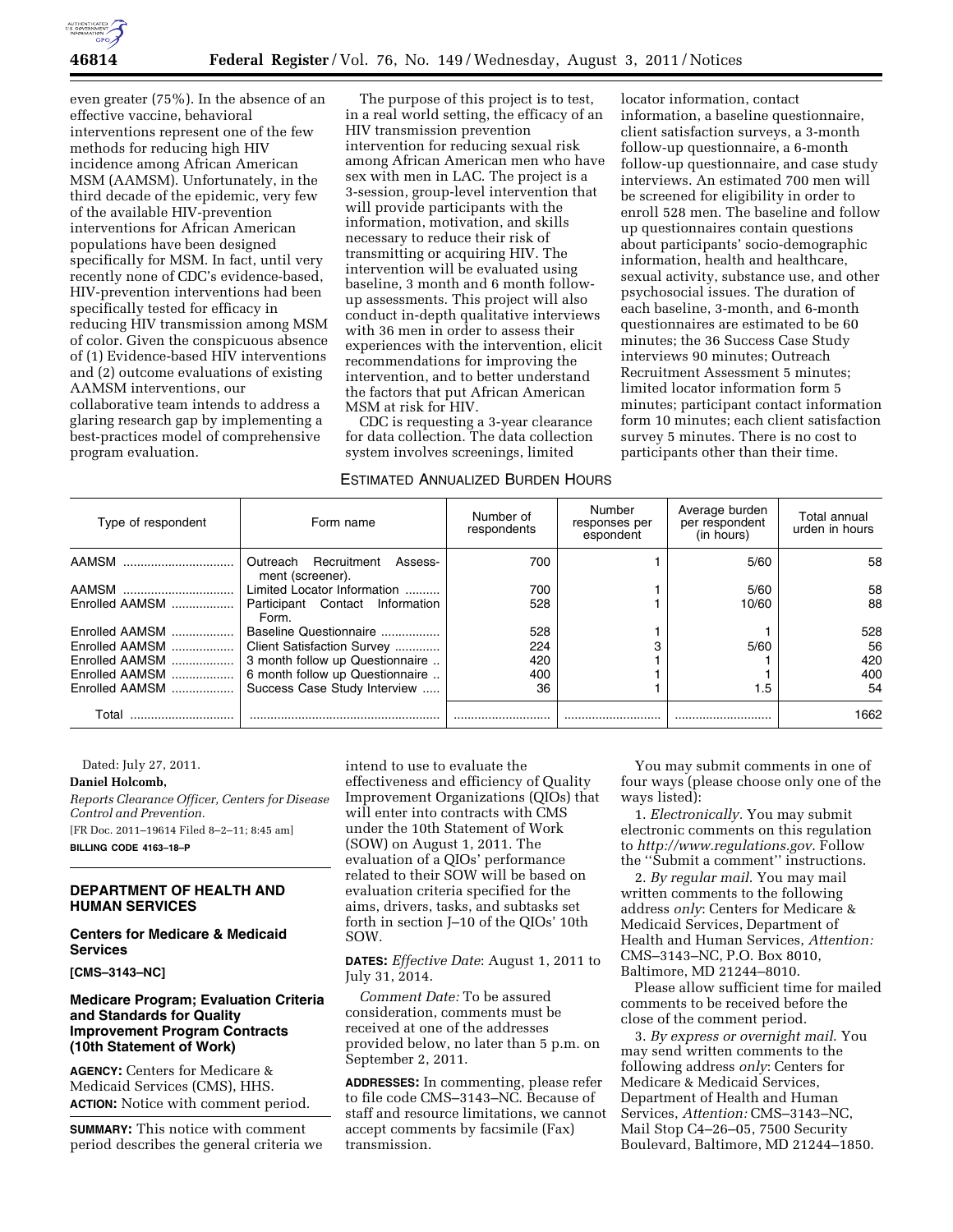even greater (75%). In the absence of an effective vaccine, behavioral interventions represent one of the few methods for reducing high HIV incidence among African American MSM (AAMSM). Unfortunately, in the third decade of the epidemic, very few of the available HIV-prevention interventions for African American populations have been designed specifically for MSM. In fact, until very recently none of CDC's evidence-based, HIV-prevention interventions had been specifically tested for efficacy in reducing HIV transmission among MSM of color. Given the conspicuous absence of (1) Evidence-based HIV interventions and (2) outcome evaluations of existing AAMSM interventions, our collaborative team intends to address a glaring research gap by implementing a best-practices model of comprehensive program evaluation.

The purpose of this project is to test, in a real world setting, the efficacy of an HIV transmission prevention intervention for reducing sexual risk among African American men who have sex with men in LAC. The project is a 3-session, group-level intervention that will provide participants with the information, motivation, and skills necessary to reduce their risk of transmitting or acquiring HIV. The intervention will be evaluated using baseline, 3 month and 6 month follow-up assessments. This project will also conduct in-depth qualitative interviews with 36 men in order to assess their experiences with the intervention, elicit recommendations for improving the intervention, and to better understand the factors that put African American MSM at risk for HIV.

CDC is requesting a 3-year clearance for data collection. The data collection system involves screenings, limited locator information, contact information, a baseline questionnaire, client satisfaction surveys, a 3-month follow-up questionnaire, a 6-month follow-up questionnaire, and case study interviews. An estimated 700 men will be screened for eligibility in order to enroll 528 men. The baseline and follow up questionnaires contain questions about participants' socio-demographic information, health and healthcare, sexual activity, substance use, and other psychosocial issues. The duration of each baseline, 3-month, and 6-month questionnaires are estimated to be 60 minutes; the 36 Success Case Study interviews 90 minutes; Outreach Recruitment Assessment 5 minutes; limited locator information form 5 minutes; participant contact information form 10 minutes; each client satisfaction survey 5 minutes. There is no cost to participants other than their time.

ESTIMATED ANNUALIZED BURDEN HOURS

| Type of respondent | Form name | Number of respondents | Number responses per espondent | Average burden per respondent (in hours) | Total annual urden in hours |
|---|---|---|---|---|---|
| AAMSM | Outreach Recruitment Assessment (screener). | 700 | 1 | 5/60 | 58 |
| AAMSM | Limited Locator Information | 700 | 1 | 5/60 | 58 |
| Enrolled AAMSM | Participant Contact Information Form. | 528 | 1 | 10/60 | 88 |
| Enrolled AAMSM | Baseline Questionnaire | 528 | 1 | 1 | 528 |
| Enrolled AAMSM | Client Satisfaction Survey | 224 | 3 | 5/60 | 56 |
| Enrolled AAMSM | 3 month follow up Questionnaire | 420 | 1 | 1 | 420 |
| Enrolled AAMSM | 6 month follow up Questionnaire | 400 | 1 | 1 | 400 |
| Enrolled AAMSM | Success Case Study Interview | 36 | 1 | 1.5 | 54 |
| Total | | | | | 1662 |

Dated: July 27, 2011.

**Daniel Holcomb,**

*Reports Clearance Officer, Centers for Disease Control and Prevention.*

[FR Doc. 2011–19614 Filed 8–2–11; 8:45 am]

**BILLING CODE 4163–18–P**

## DEPARTMENT OF HEALTH AND HUMAN SERVICES

### Centers for Medicare & Medicaid Services

**[CMS–3143–NC]**

### Medicare Program; Evaluation Criteria and Standards for Quality Improvement Program Contracts (10th Statement of Work)

**AGENCY:** Centers for Medicare & Medicaid Services (CMS), HHS.

**ACTION:** Notice with comment period.

**SUMMARY:** This notice with comment period describes the general criteria we intend to use to evaluate the effectiveness and efficiency of Quality Improvement Organizations (QIOs) that will enter into contracts with CMS under the 10th Statement of Work (SOW) on August 1, 2011. The evaluation of a QIOs' performance related to their SOW will be based on evaluation criteria specified for the aims, drivers, tasks, and subtasks set forth in section J–10 of the QIOs' 10th SOW.

**DATES:** *Effective Date*: August 1, 2011 to July 31, 2014.

*Comment Date:* To be assured consideration, comments must be received at one of the addresses provided below, no later than 5 p.m. on September 2, 2011.

**ADDRESSES:** In commenting, please refer to file code CMS–3143–NC. Because of staff and resource limitations, we cannot accept comments by facsimile (Fax) transmission.

You may submit comments in one of four ways (please choose only one of the ways listed):

1. *Electronically.* You may submit electronic comments on this regulation to *http://www.regulations.gov*. Follow the ''Submit a comment'' instructions.

2. *By regular mail*. You may mail written comments to the following address *only*: Centers for Medicare & Medicaid Services, Department of Health and Human Services, *Attention:* CMS–3143–NC, P.O. Box 8010, Baltimore, MD 21244–8010.

Please allow sufficient time for mailed comments to be received before the close of the comment period.

3. *By express or overnight mail*. You may send written comments to the following address *only*: Centers for Medicare & Medicaid Services, Department of Health and Human Services, *Attention:* CMS–3143–NC, Mail Stop C4–26–05, 7500 Security Boulevard, Baltimore, MD 21244–1850.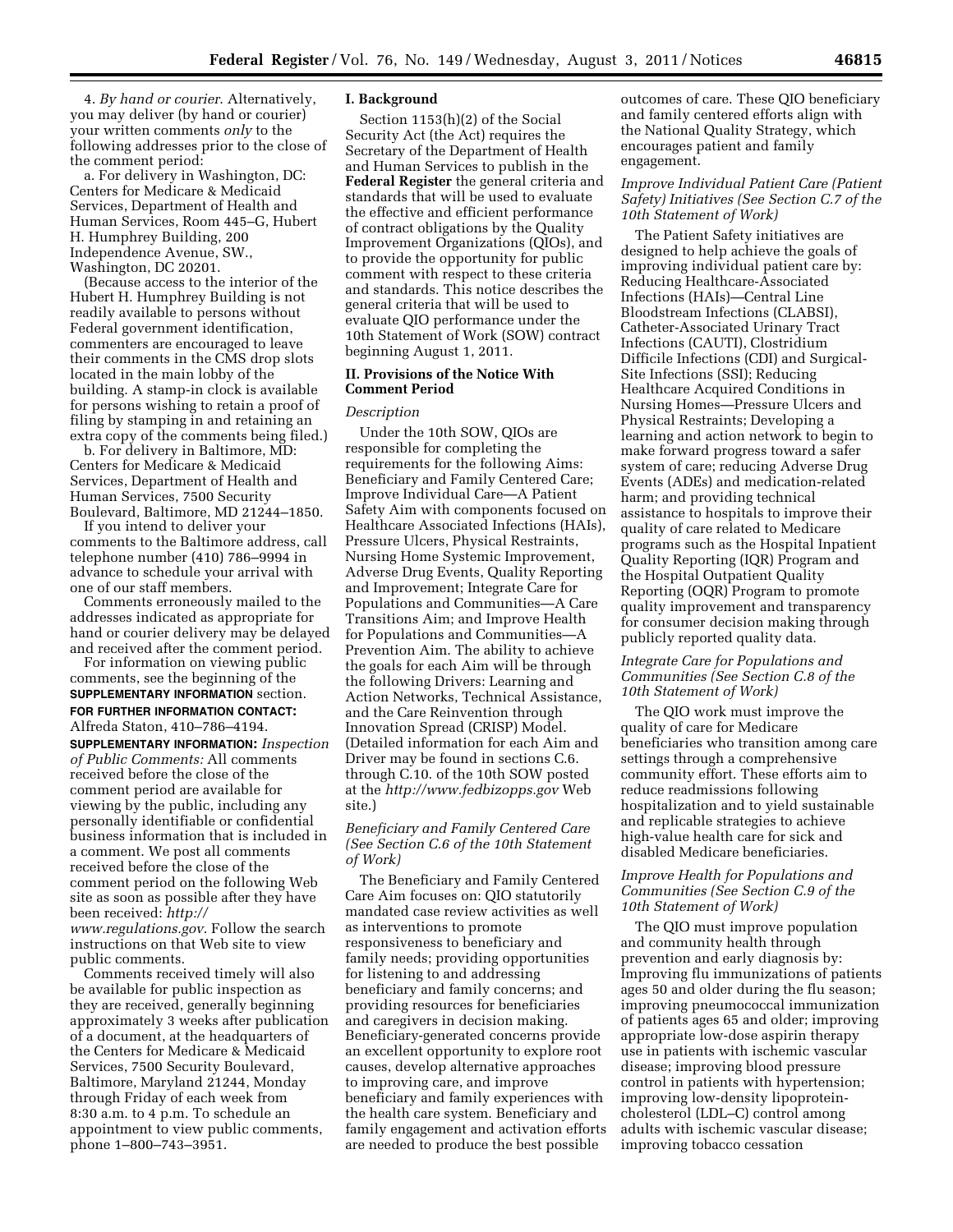4. *By hand or courier.* Alternatively, you may deliver (by hand or courier) your written comments *only* to the following addresses prior to the close of the comment period:

a. For delivery in Washington, DC: Centers for Medicare & Medicaid Services, Department of Health and Human Services, Room 445–G, Hubert H. Humphrey Building, 200 Independence Avenue, SW., Washington, DC 20201.

(Because access to the interior of the Hubert H. Humphrey Building is not readily available to persons without Federal government identification, commenters are encouraged to leave their comments in the CMS drop slots located in the main lobby of the building. A stamp-in clock is available for persons wishing to retain a proof of filing by stamping in and retaining an extra copy of the comments being filed.)

b. For delivery in Baltimore, MD: Centers for Medicare & Medicaid Services, Department of Health and Human Services, 7500 Security Boulevard, Baltimore, MD 21244–1850.

If you intend to deliver your comments to the Baltimore address, call telephone number (410) 786–9994 in advance to schedule your arrival with one of our staff members.

Comments erroneously mailed to the addresses indicated as appropriate for hand or courier delivery may be delayed and received after the comment period.

For information on viewing public comments, see the beginning of the **SUPPLEMENTARY INFORMATION** section.

**FOR FURTHER INFORMATION CONTACT:** Alfreda Staton, 410–786–4194.

**SUPPLEMENTARY INFORMATION:** *Inspection of Public Comments:* All comments received before the close of the comment period are available for viewing by the public, including any personally identifiable or confidential business information that is included in a comment. We post all comments received before the close of the comment period on the following Web site as soon as possible after they have been received: *http://www.regulations.gov*. Follow the search instructions on that Web site to view public comments.

Comments received timely will also be available for public inspection as they are received, generally beginning approximately 3 weeks after publication of a document, at the headquarters of the Centers for Medicare & Medicaid Services, 7500 Security Boulevard, Baltimore, Maryland 21244, Monday through Friday of each week from 8:30 a.m. to 4 p.m. To schedule an appointment to view public comments, phone 1–800–743–3951.

## I. Background

Section 1153(h)(2) of the Social Security Act (the Act) requires the Secretary of the Department of Health and Human Services to publish in the **Federal Register** the general criteria and standards that will be used to evaluate the effective and efficient performance of contract obligations by the Quality Improvement Organizations (QIOs), and to provide the opportunity for public comment with respect to these criteria and standards. This notice describes the general criteria that will be used to evaluate QIO performance under the 10th Statement of Work (SOW) contract beginning August 1, 2011.

## II. Provisions of the Notice With Comment Period

### *Description*

Under the 10th SOW, QIOs are responsible for completing the requirements for the following Aims: Beneficiary and Family Centered Care; Improve Individual Care—A Patient Safety Aim with components focused on Healthcare Associated Infections (HAIs), Pressure Ulcers, Physical Restraints, Nursing Home Systemic Improvement, Adverse Drug Events, Quality Reporting and Improvement; Integrate Care for Populations and Communities—A Care Transitions Aim; and Improve Health for Populations and Communities—A Prevention Aim. The ability to achieve the goals for each Aim will be through the following Drivers: Learning and Action Networks, Technical Assistance, and the Care Reinvention through Innovation Spread (CRISP) Model. (Detailed information for each Aim and Driver may be found in sections C.6. through C.10. of the 10th SOW posted at the *http://www.fedbizopps.gov* Web site.)

### *Beneficiary and Family Centered Care (See Section C.6 of the 10th Statement of Work)*

The Beneficiary and Family Centered Care Aim focuses on: QIO statutorily mandated case review activities as well as interventions to promote responsiveness to beneficiary and family needs; providing opportunities for listening to and addressing beneficiary and family concerns; and providing resources for beneficiaries and caregivers in decision making. Beneficiary-generated concerns provide an excellent opportunity to explore root causes, develop alternative approaches to improving care, and improve beneficiary and family experiences with the health care system. Beneficiary and family engagement and activation efforts are needed to produce the best possible outcomes of care. These QIO beneficiary and family centered efforts align with the National Quality Strategy, which encourages patient and family engagement.

### *Improve Individual Patient Care (Patient Safety) Initiatives (See Section C.7 of the 10th Statement of Work)*

The Patient Safety initiatives are designed to help achieve the goals of improving individual patient care by: Reducing Healthcare-Associated Infections (HAIs)—Central Line Bloodstream Infections (CLABSI), Catheter-Associated Urinary Tract Infections (CAUTI), Clostridium Difficile Infections (CDI) and Surgical-Site Infections (SSI); Reducing Healthcare Acquired Conditions in Nursing Homes—Pressure Ulcers and Physical Restraints; Developing a learning and action network to begin to make forward progress toward a safer system of care; reducing Adverse Drug Events (ADEs) and medication-related harm; and providing technical assistance to hospitals to improve their quality of care related to Medicare programs such as the Hospital Inpatient Quality Reporting (IQR) Program and the Hospital Outpatient Quality Reporting (OQR) Program to promote quality improvement and transparency for consumer decision making through publicly reported quality data.

### *Integrate Care for Populations and Communities (See Section C.8 of the 10th Statement of Work)*

The QIO work must improve the quality of care for Medicare beneficiaries who transition among care settings through a comprehensive community effort. These efforts aim to reduce readmissions following hospitalization and to yield sustainable and replicable strategies to achieve high-value health care for sick and disabled Medicare beneficiaries.

### *Improve Health for Populations and Communities (See Section C.9 of the 10th Statement of Work)*

The QIO must improve population and community health through prevention and early diagnosis by: Improving flu immunizations of patients ages 50 and older during the flu season; improving pneumococcal immunization of patients ages 65 and older; improving appropriate low-dose aspirin therapy use in patients with ischemic vascular disease; improving blood pressure control in patients with hypertension; improving low-density lipoprotein-cholesterol (LDL–C) control among adults with ischemic vascular disease; improving tobacco cessation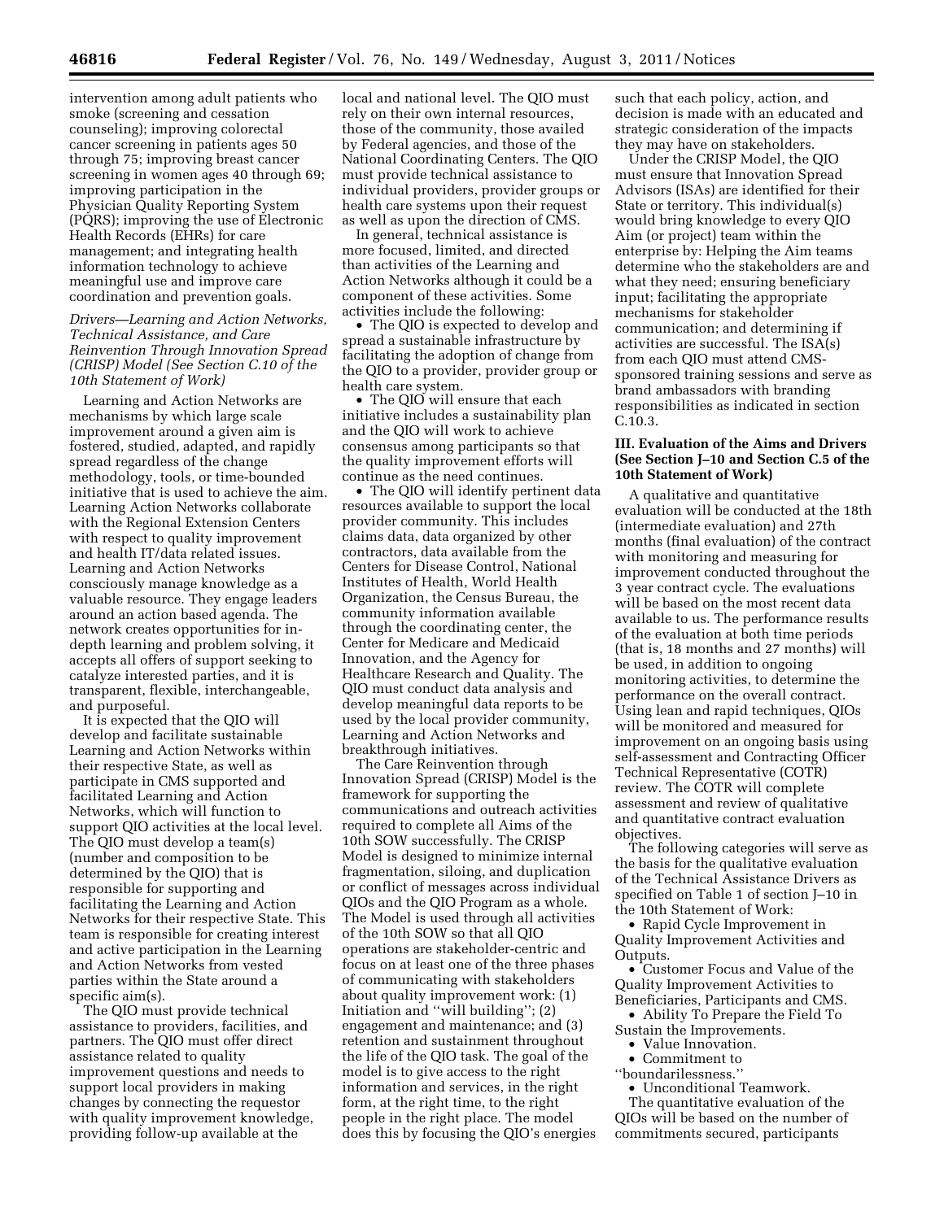intervention among adult patients who smoke (screening and cessation counseling); improving colorectal cancer screening in patients ages 50 through 75; improving breast cancer screening in women ages 40 through 69; improving participation in the Physician Quality Reporting System (PQRS); improving the use of Electronic Health Records (EHRs) for care management; and integrating health information technology to achieve meaningful use and improve care coordination and prevention goals.

*Drivers—Learning and Action Networks, Technical Assistance, and Care Reinvention Through Innovation Spread (CRISP) Model (See Section C.10 of the 10th Statement of Work)*

Learning and Action Networks are mechanisms by which large scale improvement around a given aim is fostered, studied, adapted, and rapidly spread regardless of the change methodology, tools, or time-bounded initiative that is used to achieve the aim. Learning Action Networks collaborate with the Regional Extension Centers with respect to quality improvement and health IT/data related issues. Learning and Action Networks consciously manage knowledge as a valuable resource. They engage leaders around an action based agenda. The network creates opportunities for in-depth learning and problem solving, it accepts all offers of support seeking to catalyze interested parties, and it is transparent, flexible, interchangeable, and purposeful.

It is expected that the QIO will develop and facilitate sustainable Learning and Action Networks within their respective State, as well as participate in CMS supported and facilitated Learning and Action Networks, which will function to support QIO activities at the local level. The QIO must develop a team(s) (number and composition to be determined by the QIO) that is responsible for supporting and facilitating the Learning and Action Networks for their respective State. This team is responsible for creating interest and active participation in the Learning and Action Networks from vested parties within the State around a specific aim(s).

The QIO must provide technical assistance to providers, facilities, and partners. The QIO must offer direct assistance related to quality improvement questions and needs to support local providers in making changes by connecting the requestor with quality improvement knowledge, providing follow-up available at the local and national level. The QIO must rely on their own internal resources, those of the community, those availed by Federal agencies, and those of the National Coordinating Centers. The QIO must provide technical assistance to individual providers, provider groups or health care systems upon their request as well as upon the direction of CMS.

In general, technical assistance is more focused, limited, and directed than activities of the Learning and Action Networks although it could be a component of these activities. Some activities include the following:

- The QIO is expected to develop and spread a sustainable infrastructure by facilitating the adoption of change from the QIO to a provider, provider group or health care system.
- The QIO will ensure that each initiative includes a sustainability plan and the QIO will work to achieve consensus among participants so that the quality improvement efforts will continue as the need continues.
- The QIO will identify pertinent data resources available to support the local provider community. This includes claims data, data organized by other contractors, data available from the Centers for Disease Control, National Institutes of Health, World Health Organization, the Census Bureau, the community information available through the coordinating center, the Center for Medicare and Medicaid Innovation, and the Agency for Healthcare Research and Quality. The QIO must conduct data analysis and develop meaningful data reports to be used by the local provider community, Learning and Action Networks and breakthrough initiatives.

The Care Reinvention through Innovation Spread (CRISP) Model is the framework for supporting the communications and outreach activities required to complete all Aims of the 10th SOW successfully. The CRISP Model is designed to minimize internal fragmentation, siloing, and duplication or conflict of messages across individual QIOs and the QIO Program as a whole. The Model is used through all activities of the 10th SOW so that all QIO operations are stakeholder-centric and focus on at least one of the three phases of communicating with stakeholders about quality improvement work: (1) Initiation and "will building"; (2) engagement and maintenance; and (3) retention and sustainment throughout the life of the QIO task. The goal of the model is to give access to the right information and services, in the right form, at the right time, to the right people in the right place. The model does this by focusing the QIO's energies such that each policy, action, and decision is made with an educated and strategic consideration of the impacts they may have on stakeholders.

Under the CRISP Model, the QIO must ensure that Innovation Spread Advisors (ISAs) are identified for their State or territory. This individual(s) would bring knowledge to every QIO Aim (or project) team within the enterprise by: Helping the Aim teams determine who the stakeholders are and what they need; ensuring beneficiary input; facilitating the appropriate mechanisms for stakeholder communication; and determining if activities are successful. The ISA(s) from each QIO must attend CMS-sponsored training sessions and serve as brand ambassadors with branding responsibilities as indicated in section C.10.3.

## III. Evaluation of the Aims and Drivers (See Section J–10 and Section C.5 of the 10th Statement of Work)

A qualitative and quantitative evaluation will be conducted at the 18th (intermediate evaluation) and 27th months (final evaluation) of the contract with monitoring and measuring for improvement conducted throughout the 3 year contract cycle. The evaluations will be based on the most recent data available to us. The performance results of the evaluation at both time periods (that is, 18 months and 27 months) will be used, in addition to ongoing monitoring activities, to determine the performance on the overall contract. Using lean and rapid techniques, QIOs will be monitored and measured for improvement on an ongoing basis using self-assessment and Contracting Officer Technical Representative (COTR) review. The COTR will complete assessment and review of qualitative and quantitative contract evaluation objectives.

The following categories will serve as the basis for the qualitative evaluation of the Technical Assistance Drivers as specified on Table 1 of section J–10 in the 10th Statement of Work:

- Rapid Cycle Improvement in Quality Improvement Activities and Outputs.
- Customer Focus and Value of the Quality Improvement Activities to Beneficiaries, Participants and CMS.
- Ability To Prepare the Field To Sustain the Improvements.
- Value Innovation.
- Commitment to "boundarilessness."
- Unconditional Teamwork.

The quantitative evaluation of the QIOs will be based on the number of commitments secured, participants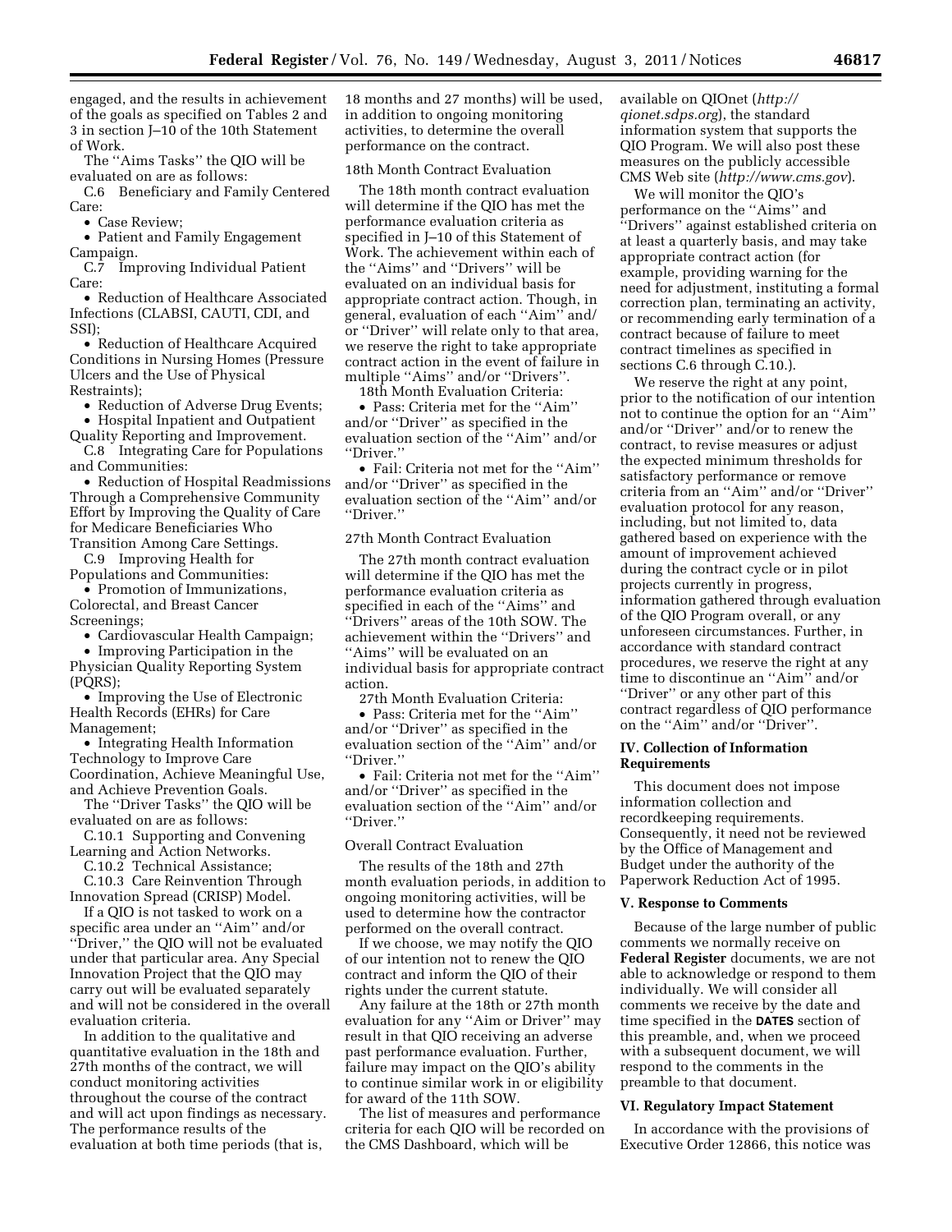engaged, and the results in achievement of the goals as specified on Tables 2 and 3 in section J–10 of the 10th Statement of Work.

The ''Aims Tasks'' the QIO will be evaluated on are as follows:

C.6 Beneficiary and Family Centered Care:

- Case Review;
- Patient and Family Engagement Campaign.

C.7 Improving Individual Patient Care:

- Reduction of Healthcare Associated Infections (CLABSI, CAUTI, CDI, and SSI);
- Reduction of Healthcare Acquired Conditions in Nursing Homes (Pressure Ulcers and the Use of Physical Restraints);
- Reduction of Adverse Drug Events;
- Hospital Inpatient and Outpatient Quality Reporting and Improvement.

C.8 Integrating Care for Populations and Communities:

- Reduction of Hospital Readmissions Through a Comprehensive Community Effort by Improving the Quality of Care for Medicare Beneficiaries Who Transition Among Care Settings.

C.9 Improving Health for Populations and Communities:

- Promotion of Immunizations, Colorectal, and Breast Cancer Screenings;
- Cardiovascular Health Campaign;
- Improving Participation in the Physician Quality Reporting System (PQRS);
- Improving the Use of Electronic Health Records (EHRs) for Care Management;
- Integrating Health Information Technology to Improve Care Coordination, Achieve Meaningful Use, and Achieve Prevention Goals.

The ''Driver Tasks'' the QIO will be evaluated on are as follows:

C.10.1 Supporting and Convening Learning and Action Networks.

C.10.2 Technical Assistance;

C.10.3 Care Reinvention Through Innovation Spread (CRISP) Model.

If a QIO is not tasked to work on a specific area under an ''Aim'' and/or ''Driver,'' the QIO will not be evaluated under that particular area. Any Special Innovation Project that the QIO may carry out will be evaluated separately and will not be considered in the overall evaluation criteria.

In addition to the qualitative and quantitative evaluation in the 18th and 27th months of the contract, we will conduct monitoring activities throughout the course of the contract and will act upon findings as necessary. The performance results of the evaluation at both time periods (that is, 18 months and 27 months) will be used, in addition to ongoing monitoring activities, to determine the overall performance on the contract.

18th Month Contract Evaluation

The 18th month contract evaluation will determine if the QIO has met the performance evaluation criteria as specified in J–10 of this Statement of Work. The achievement within each of the ''Aims'' and ''Drivers'' will be evaluated on an individual basis for appropriate contract action. Though, in general, evaluation of each ''Aim'' and/or ''Driver'' will relate only to that area, we reserve the right to take appropriate contract action in the event of failure in multiple ''Aims'' and/or ''Drivers''.

18th Month Evaluation Criteria:

- Pass: Criteria met for the ''Aim'' and/or ''Driver'' as specified in the evaluation section of the ''Aim'' and/or ''Driver.''
- Fail: Criteria not met for the ''Aim'' and/or ''Driver'' as specified in the evaluation section of the ''Aim'' and/or ''Driver.''

27th Month Contract Evaluation

The 27th month contract evaluation will determine if the QIO has met the performance evaluation criteria as specified in each of the ''Aims'' and ''Drivers'' areas of the 10th SOW. The achievement within the ''Drivers'' and ''Aims'' will be evaluated on an individual basis for appropriate contract action.

27th Month Evaluation Criteria:

- Pass: Criteria met for the ''Aim'' and/or ''Driver'' as specified in the evaluation section of the ''Aim'' and/or ''Driver.''
- Fail: Criteria not met for the ''Aim'' and/or ''Driver'' as specified in the evaluation section of the ''Aim'' and/or ''Driver.''

Overall Contract Evaluation

The results of the 18th and 27th month evaluation periods, in addition to ongoing monitoring activities, will be used to determine how the contractor performed on the overall contract.

If we choose, we may notify the QIO of our intention not to renew the QIO contract and inform the QIO of their rights under the current statute.

Any failure at the 18th or 27th month evaluation for any ''Aim or Driver'' may result in that QIO receiving an adverse past performance evaluation. Further, failure may impact on the QIO's ability to continue similar work in or eligibility for award of the 11th SOW.

The list of measures and performance criteria for each QIO will be recorded on the CMS Dashboard, which will be available on QIOnet (*http://qionet.sdps.org*), the standard information system that supports the QIO Program. We will also post these measures on the publicly accessible CMS Web site (*http://www.cms.gov*).

We will monitor the QIO's performance on the ''Aims'' and ''Drivers'' against established criteria on at least a quarterly basis, and may take appropriate contract action (for example, providing warning for the need for adjustment, instituting a formal correction plan, terminating an activity, or recommending early termination of a contract because of failure to meet contract timelines as specified in sections C.6 through C.10.).

We reserve the right at any point, prior to the notification of our intention not to continue the option for an ''Aim'' and/or ''Driver'' and/or to renew the contract, to revise measures or adjust the expected minimum thresholds for satisfactory performance or remove criteria from an ''Aim'' and/or ''Driver'' evaluation protocol for any reason, including, but not limited to, data gathered based on experience with the amount of improvement achieved during the contract cycle or in pilot projects currently in progress, information gathered through evaluation of the QIO Program overall, or any unforeseen circumstances. Further, in accordance with standard contract procedures, we reserve the right at any time to discontinue an ''Aim'' and/or ''Driver'' or any other part of this contract regardless of QIO performance on the ''Aim'' and/or ''Driver''.

## IV. Collection of Information Requirements

This document does not impose information collection and recordkeeping requirements. Consequently, it need not be reviewed by the Office of Management and Budget under the authority of the Paperwork Reduction Act of 1995.

## V. Response to Comments

Because of the large number of public comments we normally receive on **Federal Register** documents, we are not able to acknowledge or respond to them individually. We will consider all comments we receive by the date and time specified in the **DATES** section of this preamble, and, when we proceed with a subsequent document, we will respond to the comments in the preamble to that document.

## VI. Regulatory Impact Statement

In accordance with the provisions of Executive Order 12866, this notice was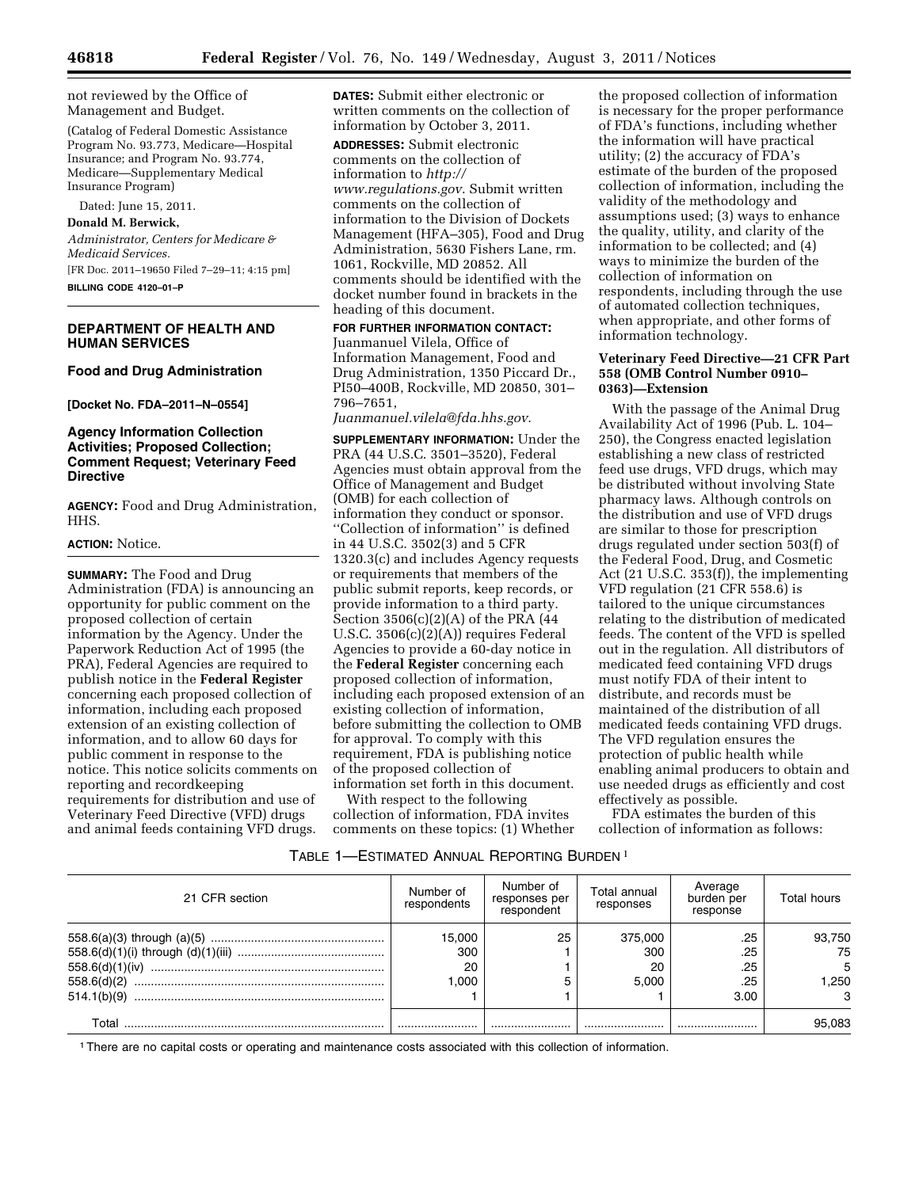not reviewed by the Office of Management and Budget.

(Catalog of Federal Domestic Assistance Program No. 93.773, Medicare—Hospital Insurance; and Program No. 93.774, Medicare—Supplementary Medical Insurance Program)

Dated: June 15, 2011.

**Donald M. Berwick,**

*Administrator, Centers for Medicare & Medicaid Services.*

[FR Doc. 2011–19650 Filed 7–29–11; 4:15 pm]

**BILLING CODE 4120–01–P**

## DEPARTMENT OF HEALTH AND HUMAN SERVICES

### Food and Drug Administration

**[Docket No. FDA–2011–N–0554]**

### Agency Information Collection Activities; Proposed Collection; Comment Request; Veterinary Feed Directive

**AGENCY:** Food and Drug Administration, HHS.

**ACTION:** Notice.

**SUMMARY:** The Food and Drug Administration (FDA) is announcing an opportunity for public comment on the proposed collection of certain information by the Agency. Under the Paperwork Reduction Act of 1995 (the PRA), Federal Agencies are required to publish notice in the **Federal Register** concerning each proposed collection of information, including each proposed extension of an existing collection of information, and to allow 60 days for public comment in response to the notice. This notice solicits comments on reporting and recordkeeping requirements for distribution and use of Veterinary Feed Directive (VFD) drugs and animal feeds containing VFD drugs.

**DATES:** Submit either electronic or written comments on the collection of information by October 3, 2011.

**ADDRESSES:** Submit electronic comments on the collection of information to *http://www.regulations.gov*. Submit written comments on the collection of information to the Division of Dockets Management (HFA–305), Food and Drug Administration, 5630 Fishers Lane, rm. 1061, Rockville, MD 20852. All comments should be identified with the docket number found in brackets in the heading of this document.

**FOR FURTHER INFORMATION CONTACT:** Juanmanuel Vilela, Office of Information Management, Food and Drug Administration, 1350 Piccard Dr., PI50–400B, Rockville, MD 20850, 301–796–7651, *Juanmanuel.vilela@fda.hhs.gov*.

**SUPPLEMENTARY INFORMATION:** Under the PRA (44 U.S.C. 3501–3520), Federal Agencies must obtain approval from the Office of Management and Budget (OMB) for each collection of information they conduct or sponsor. ''Collection of information'' is defined in 44 U.S.C. 3502(3) and 5 CFR 1320.3(c) and includes Agency requests or requirements that members of the public submit reports, keep records, or provide information to a third party. Section 3506(c)(2)(A) of the PRA (44 U.S.C. 3506(c)(2)(A)) requires Federal Agencies to provide a 60-day notice in the **Federal Register** concerning each proposed collection of information, including each proposed extension of an existing collection of information, before submitting the collection to OMB for approval. To comply with this requirement, FDA is publishing notice of the proposed collection of information set forth in this document.

With respect to the following collection of information, FDA invites comments on these topics: (1) Whether the proposed collection of information is necessary for the proper performance of FDA's functions, including whether the information will have practical utility; (2) the accuracy of FDA's estimate of the burden of the proposed collection of information, including the validity of the methodology and assumptions used; (3) ways to enhance the quality, utility, and clarity of the information to be collected; and (4) ways to minimize the burden of the collection of information on respondents, including through the use of automated collection techniques, when appropriate, and other forms of information technology.

**Veterinary Feed Directive—21 CFR Part 558 (OMB Control Number 0910–0363)—Extension**

With the passage of the Animal Drug Availability Act of 1996 (Pub. L. 104–250), the Congress enacted legislation establishing a new class of restricted feed use drugs, VFD drugs, which may be distributed without involving State pharmacy laws. Although controls on the distribution and use of VFD drugs are similar to those for prescription drugs regulated under section 503(f) of the Federal Food, Drug, and Cosmetic Act (21 U.S.C. 353(f)), the implementing VFD regulation (21 CFR 558.6) is tailored to the unique circumstances relating to the distribution of medicated feeds. The content of the VFD is spelled out in the regulation. All distributors of medicated feed containing VFD drugs must notify FDA of their intent to distribute, and records must be maintained of the distribution of all medicated feeds containing VFD drugs. The VFD regulation ensures the protection of public health while enabling animal producers to obtain and use needed drugs as efficiently and cost effectively as possible.

FDA estimates the burden of this collection of information as follows:

TABLE 1—ESTIMATED ANNUAL REPORTING BURDEN [1]

| 21 CFR section | Number of respondents | Number of responses per respondent | Total annual responses | Average burden per response | Total hours |
|---|---|---|---|---|---|
| 558.6(a)(3) through (a)(5) | 15,000 | 25 | 375,000 | .25 | 93,750 |
| 558.6(d)(1)(i) through (d)(1)(iii) | 300 | 1 | 300 | .25 | 75 |
| 558.6(d)(1)(iv) | 20 | 1 | 20 | .25 | 5 |
| 558.6(d)(2) | 1,000 | 5 | 5,000 | .25 | 1,250 |
| 514.1(b)(9) | 1 | 1 | 1 | 3.00 | 3 |
| Total | | | | | 95,083 |

[1] There are no capital costs or operating and maintenance costs associated with this collection of information.